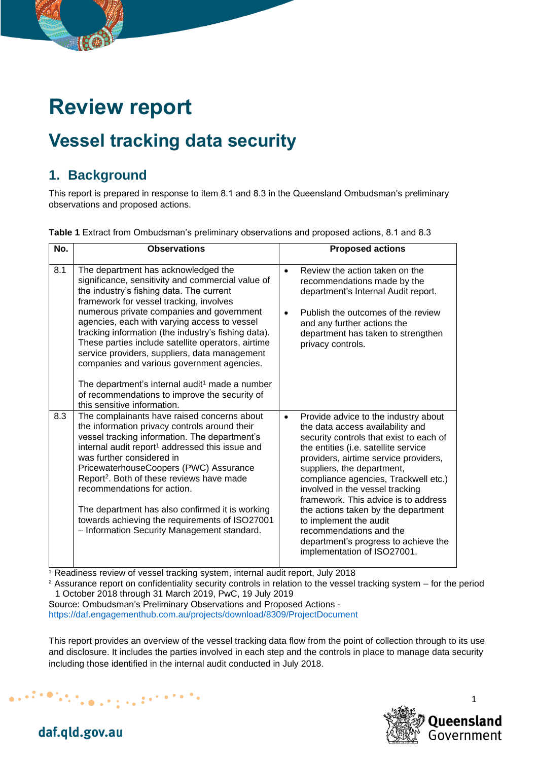# Review report

## Vessel tracking data security

## 1. Background

This report is prepared in response to item 8.1 and 8.3 in the Queensland Ombudsman's preliminary observations and proposed actions.

**Table 1** Extract from Ombudsman's preliminary observations and proposed actions, 8.1 and 8.3

| No. | Observations | Proposed actions |
|---|---|---|
| 8.1 | The department has acknowledged the significance, sensitivity and commercial value of the industry's fishing data. The current framework for vessel tracking, involves numerous private companies and government agencies, each with varying access to vessel tracking information (the industry's fishing data). These parties include satellite operators, airtime service providers, suppliers, data management companies and various government agencies.<br><br>The department's internal audit[1] made a number of recommendations to improve the security of this sensitive information. | • Review the action taken on the recommendations made by the department's Internal Audit report.<br><br>• Publish the outcomes of the review and any further actions the department has taken to strengthen privacy controls. |
| 8.3 | The complainants have raised concerns about the information privacy controls around their vessel tracking information. The department's internal audit report[1] addressed this issue and was further considered in PricewaterhouseCoopers (PWC) Assurance Report[2]. Both of these reviews have made recommendations for action.<br><br>The department has also confirmed it is working towards achieving the requirements of ISO27001 – Information Security Management standard. | • Provide advice to the industry about the data access availability and security controls that exist to each of the entities (i.e. satellite service providers, airtime service providers, suppliers, the department, compliance agencies, Trackwell etc.) involved in the vessel tracking framework. This advice is to address the actions taken by the department to implement the audit recommendations and the department's progress to achieve the implementation of ISO27001. |

[1] Readiness review of vessel tracking system, internal audit report, July 2018

[2] Assurance report on confidentiality security controls in relation to the vessel tracking system – for the period 1 October 2018 through 31 March 2019, PwC, 19 July 2019

Source: Ombudsman's Preliminary Observations and Proposed Actions - https://daf.engagementhub.com.au/projects/download/8309/ProjectDocument

This report provides an overview of the vessel tracking data flow from the point of collection through to its use and disclosure. It includes the parties involved in each step and the controls in place to manage data security including those identified in the internal audit conducted in July 2018.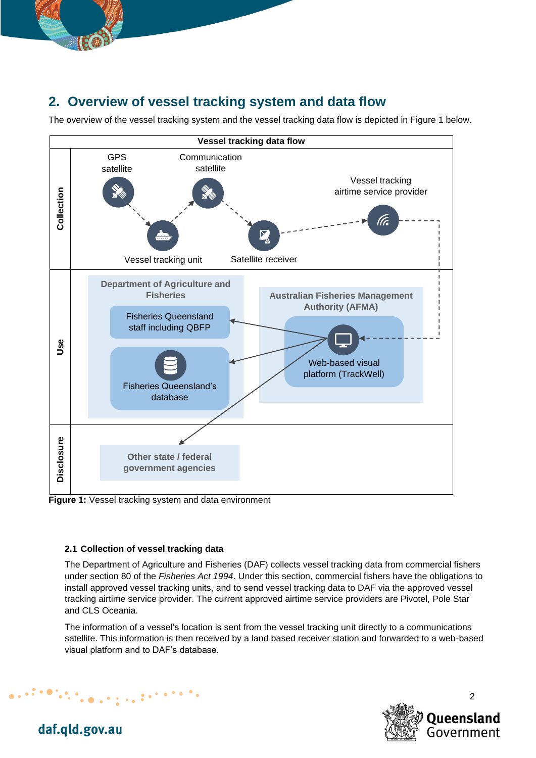## 2. Overview of vessel tracking system and data flow

The overview of the vessel tracking system and the vessel tracking data flow is depicted in Figure 1 below.

**Vessel tracking data flow**

**Collection**

- GPS satellite
- Communication satellite
- Vessel tracking airtime service provider
- Vessel tracking unit
- Satellite receiver

**Use**

- Department of Agriculture and Fisheries
  - Fisheries Queensland staff including QBFP
  - Fisheries Queensland's database
- Australian Fisheries Management Authority (AFMA)
  - Web-based visual platform (TrackWell)

**Disclosure**

- Other state / federal government agencies

**Figure 1:** Vessel tracking system and data environment

### 2.1 Collection of vessel tracking data

The Department of Agriculture and Fisheries (DAF) collects vessel tracking data from commercial fishers under section 80 of the *Fisheries Act 1994*. Under this section, commercial fishers have the obligations to install approved vessel tracking units, and to send vessel tracking data to DAF via the approved vessel tracking airtime service provider. The current approved airtime service providers are Pivotel, Pole Star and CLS Oceania.

The information of a vessel's location is sent from the vessel tracking unit directly to a communications satellite. This information is then received by a land based receiver station and forwarded to a web-based visual platform and to DAF's database.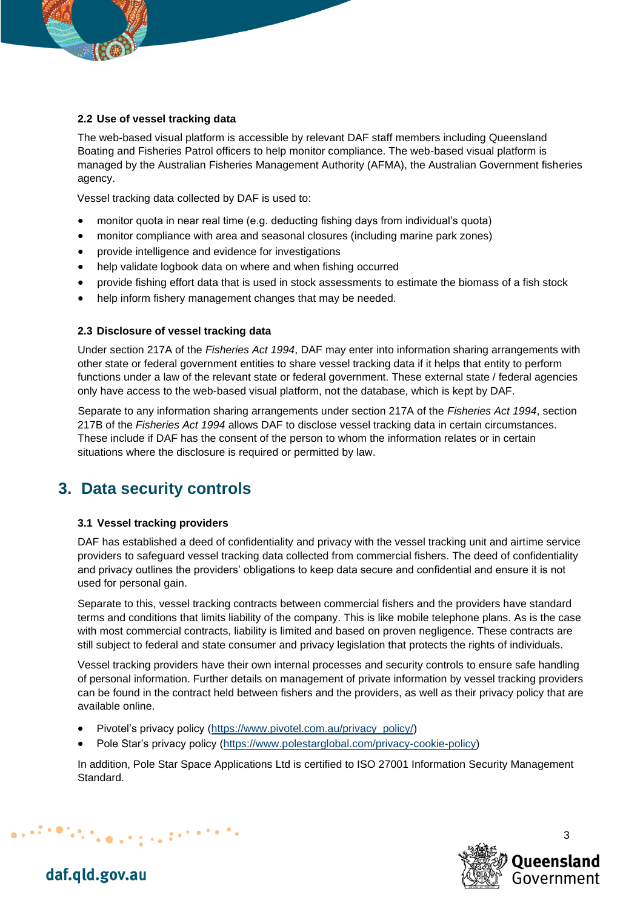### 2.2 Use of vessel tracking data

The web-based visual platform is accessible by relevant DAF staff members including Queensland Boating and Fisheries Patrol officers to help monitor compliance. The web-based visual platform is managed by the Australian Fisheries Management Authority (AFMA), the Australian Government fisheries agency.

Vessel tracking data collected by DAF is used to:

- monitor quota in near real time (e.g. deducting fishing days from individual's quota)
- monitor compliance with area and seasonal closures (including marine park zones)
- provide intelligence and evidence for investigations
- help validate logbook data on where and when fishing occurred
- provide fishing effort data that is used in stock assessments to estimate the biomass of a fish stock
- help inform fishery management changes that may be needed.

### 2.3 Disclosure of vessel tracking data

Under section 217A of the *Fisheries Act 1994*, DAF may enter into information sharing arrangements with other state or federal government entities to share vessel tracking data if it helps that entity to perform functions under a law of the relevant state or federal government. These external state / federal agencies only have access to the web-based visual platform, not the database, which is kept by DAF.

Separate to any information sharing arrangements under section 217A of the *Fisheries Act 1994*, section 217B of the *Fisheries Act 1994* allows DAF to disclose vessel tracking data in certain circumstances. These include if DAF has the consent of the person to whom the information relates or in certain situations where the disclosure is required or permitted by law.

## 3. Data security controls

### 3.1 Vessel tracking providers

DAF has established a deed of confidentiality and privacy with the vessel tracking unit and airtime service providers to safeguard vessel tracking data collected from commercial fishers. The deed of confidentiality and privacy outlines the providers' obligations to keep data secure and confidential and ensure it is not used for personal gain.

Separate to this, vessel tracking contracts between commercial fishers and the providers have standard terms and conditions that limits liability of the company. This is like mobile telephone plans. As is the case with most commercial contracts, liability is limited and based on proven negligence. These contracts are still subject to federal and state consumer and privacy legislation that protects the rights of individuals.

Vessel tracking providers have their own internal processes and security controls to ensure safe handling of personal information. Further details on management of private information by vessel tracking providers can be found in the contract held between fishers and the providers, as well as their privacy policy that are available online.

- Pivotel's privacy policy (https://www.pivotel.com.au/privacy_policy/)
- Pole Star's privacy policy (https://www.polestarglobal.com/privacy-cookie-policy)

In addition, Pole Star Space Applications Ltd is certified to ISO 27001 Information Security Management Standard.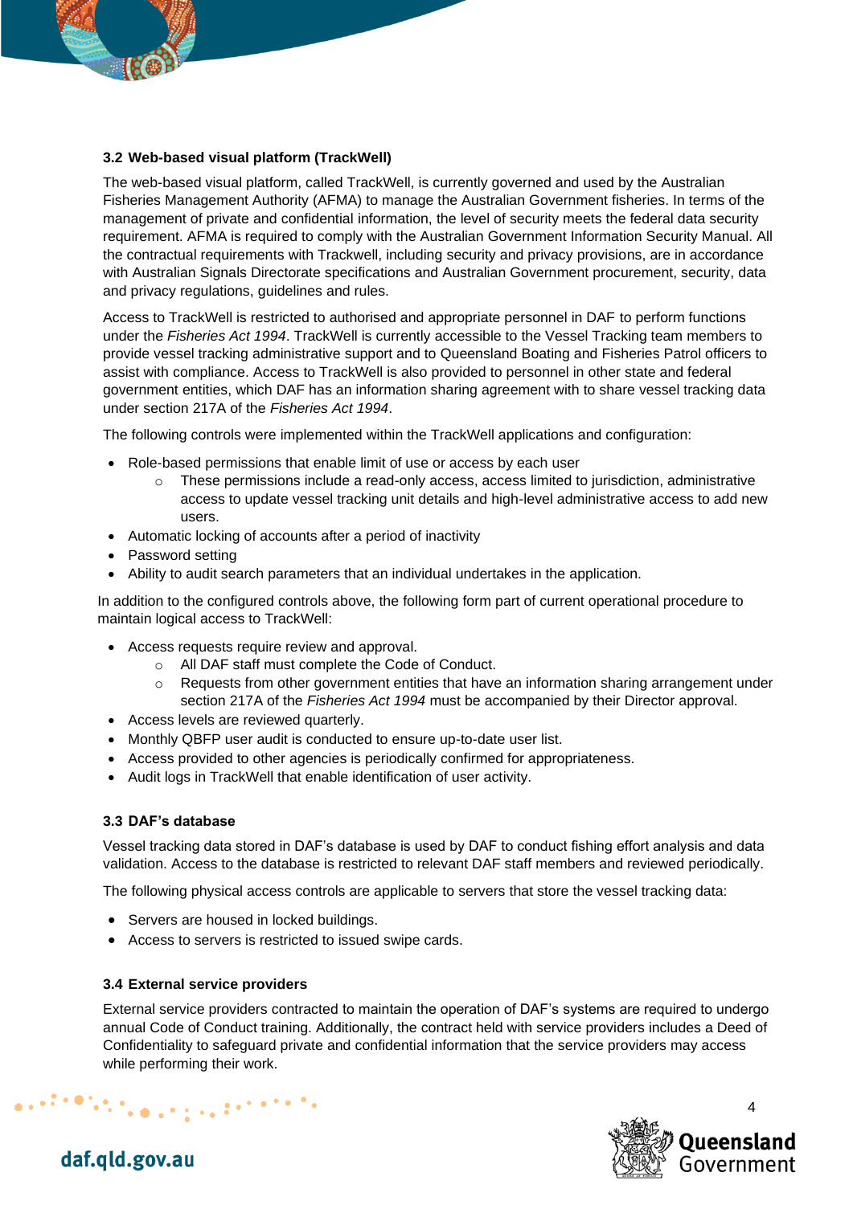### 3.2 Web-based visual platform (TrackWell)

The web-based visual platform, called TrackWell, is currently governed and used by the Australian Fisheries Management Authority (AFMA) to manage the Australian Government fisheries. In terms of the management of private and confidential information, the level of security meets the federal data security requirement. AFMA is required to comply with the Australian Government Information Security Manual. All the contractual requirements with Trackwell, including security and privacy provisions, are in accordance with Australian Signals Directorate specifications and Australian Government procurement, security, data and privacy regulations, guidelines and rules.

Access to TrackWell is restricted to authorised and appropriate personnel in DAF to perform functions under the *Fisheries Act 1994*. TrackWell is currently accessible to the Vessel Tracking team members to provide vessel tracking administrative support and to Queensland Boating and Fisheries Patrol officers to assist with compliance. Access to TrackWell is also provided to personnel in other state and federal government entities, which DAF has an information sharing agreement with to share vessel tracking data under section 217A of the *Fisheries Act 1994*.

The following controls were implemented within the TrackWell applications and configuration:

- Role-based permissions that enable limit of use or access by each user
  - These permissions include a read-only access, access limited to jurisdiction, administrative access to update vessel tracking unit details and high-level administrative access to add new users.
- Automatic locking of accounts after a period of inactivity
- Password setting
- Ability to audit search parameters that an individual undertakes in the application.

In addition to the configured controls above, the following form part of current operational procedure to maintain logical access to TrackWell:

- Access requests require review and approval.
  - All DAF staff must complete the Code of Conduct.
  - Requests from other government entities that have an information sharing arrangement under section 217A of the *Fisheries Act 1994* must be accompanied by their Director approval.
- Access levels are reviewed quarterly.
- Monthly QBFP user audit is conducted to ensure up-to-date user list.
- Access provided to other agencies is periodically confirmed for appropriateness.
- Audit logs in TrackWell that enable identification of user activity.

### 3.3 DAF's database

Vessel tracking data stored in DAF's database is used by DAF to conduct fishing effort analysis and data validation. Access to the database is restricted to relevant DAF staff members and reviewed periodically.

The following physical access controls are applicable to servers that store the vessel tracking data:

- Servers are housed in locked buildings.
- Access to servers is restricted to issued swipe cards.

### 3.4 External service providers

External service providers contracted to maintain the operation of DAF's systems are required to undergo annual Code of Conduct training. Additionally, the contract held with service providers includes a Deed of Confidentiality to safeguard private and confidential information that the service providers may access while performing their work.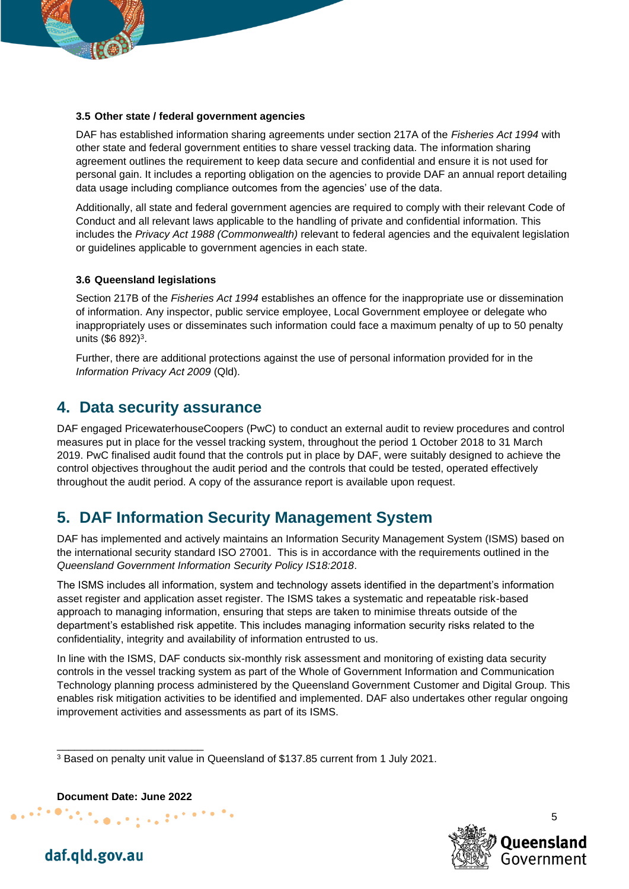### 3.5 Other state / federal government agencies

DAF has established information sharing agreements under section 217A of the *Fisheries Act 1994* with other state and federal government entities to share vessel tracking data. The information sharing agreement outlines the requirement to keep data secure and confidential and ensure it is not used for personal gain. It includes a reporting obligation on the agencies to provide DAF an annual report detailing data usage including compliance outcomes from the agencies' use of the data.

Additionally, all state and federal government agencies are required to comply with their relevant Code of Conduct and all relevant laws applicable to the handling of private and confidential information. This includes the *Privacy Act 1988 (Commonwealth)* relevant to federal agencies and the equivalent legislation or guidelines applicable to government agencies in each state.

### 3.6 Queensland legislations

Section 217B of the *Fisheries Act 1994* establishes an offence for the inappropriate use or dissemination of information. Any inspector, public service employee, Local Government employee or delegate who inappropriately uses or disseminates such information could face a maximum penalty of up to 50 penalty units ($6 892)[3].

Further, there are additional protections against the use of personal information provided for in the *Information Privacy Act 2009* (Qld).

## 4. Data security assurance

DAF engaged PricewaterhouseCoopers (PwC) to conduct an external audit to review procedures and control measures put in place for the vessel tracking system, throughout the period 1 October 2018 to 31 March 2019. PwC finalised audit found that the controls put in place by DAF, were suitably designed to achieve the control objectives throughout the audit period and the controls that could be tested, operated effectively throughout the audit period. A copy of the assurance report is available upon request.

## 5. DAF Information Security Management System

DAF has implemented and actively maintains an Information Security Management System (ISMS) based on the international security standard ISO 27001. This is in accordance with the requirements outlined in the *Queensland Government Information Security Policy IS18:2018*.

The ISMS includes all information, system and technology assets identified in the department's information asset register and application asset register. The ISMS takes a systematic and repeatable risk-based approach to managing information, ensuring that steps are taken to minimise threats outside of the department's established risk appetite. This includes managing information security risks related to the confidentiality, integrity and availability of information entrusted to us.

In line with the ISMS, DAF conducts six-monthly risk assessment and monitoring of existing data security controls in the vessel tracking system as part of the Whole of Government Information and Communication Technology planning process administered by the Queensland Government Customer and Digital Group. This enables risk mitigation activities to be identified and implemented. DAF also undertakes other regular ongoing improvement activities and assessments as part of its ISMS.

---

[3] Based on penalty unit value in Queensland of $137.85 current from 1 July 2021.

**Document Date: June 2022**